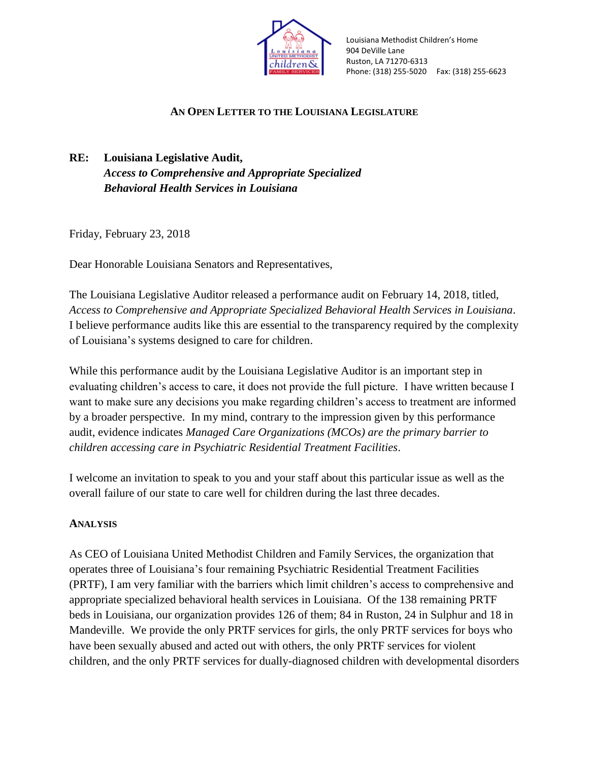Louisiana Methodist Children's Home
904 DeVille Lane
Ruston, LA 71270-6313
Phone: (318) 255-5020 Fax: (318) 255-6623

## AN OPEN LETTER TO THE LOUISIANA LEGISLATURE

**RE: Louisiana Legislative Audit,**
***Access to Comprehensive and Appropriate Specialized Behavioral Health Services in Louisiana***

Friday, February 23, 2018

Dear Honorable Louisiana Senators and Representatives,

The Louisiana Legislative Auditor released a performance audit on February 14, 2018, titled, *Access to Comprehensive and Appropriate Specialized Behavioral Health Services in Louisiana*. I believe performance audits like this are essential to the transparency required by the complexity of Louisiana's systems designed to care for children.

While this performance audit by the Louisiana Legislative Auditor is an important step in evaluating children's access to care, it does not provide the full picture. I have written because I want to make sure any decisions you make regarding children's access to treatment are informed by a broader perspective. In my mind, contrary to the impression given by this performance audit, evidence indicates *Managed Care Organizations (MCOs) are the primary barrier to children accessing care in Psychiatric Residential Treatment Facilities*.

I welcome an invitation to speak to you and your staff about this particular issue as well as the overall failure of our state to care well for children during the last three decades.

### ANALYSIS

As CEO of Louisiana United Methodist Children and Family Services, the organization that operates three of Louisiana's four remaining Psychiatric Residential Treatment Facilities (PRTF), I am very familiar with the barriers which limit children's access to comprehensive and appropriate specialized behavioral health services in Louisiana. Of the 138 remaining PRTF beds in Louisiana, our organization provides 126 of them; 84 in Ruston, 24 in Sulphur and 18 in Mandeville. We provide the only PRTF services for girls, the only PRTF services for boys who have been sexually abused and acted out with others, the only PRTF services for violent children, and the only PRTF services for dually-diagnosed children with developmental disorders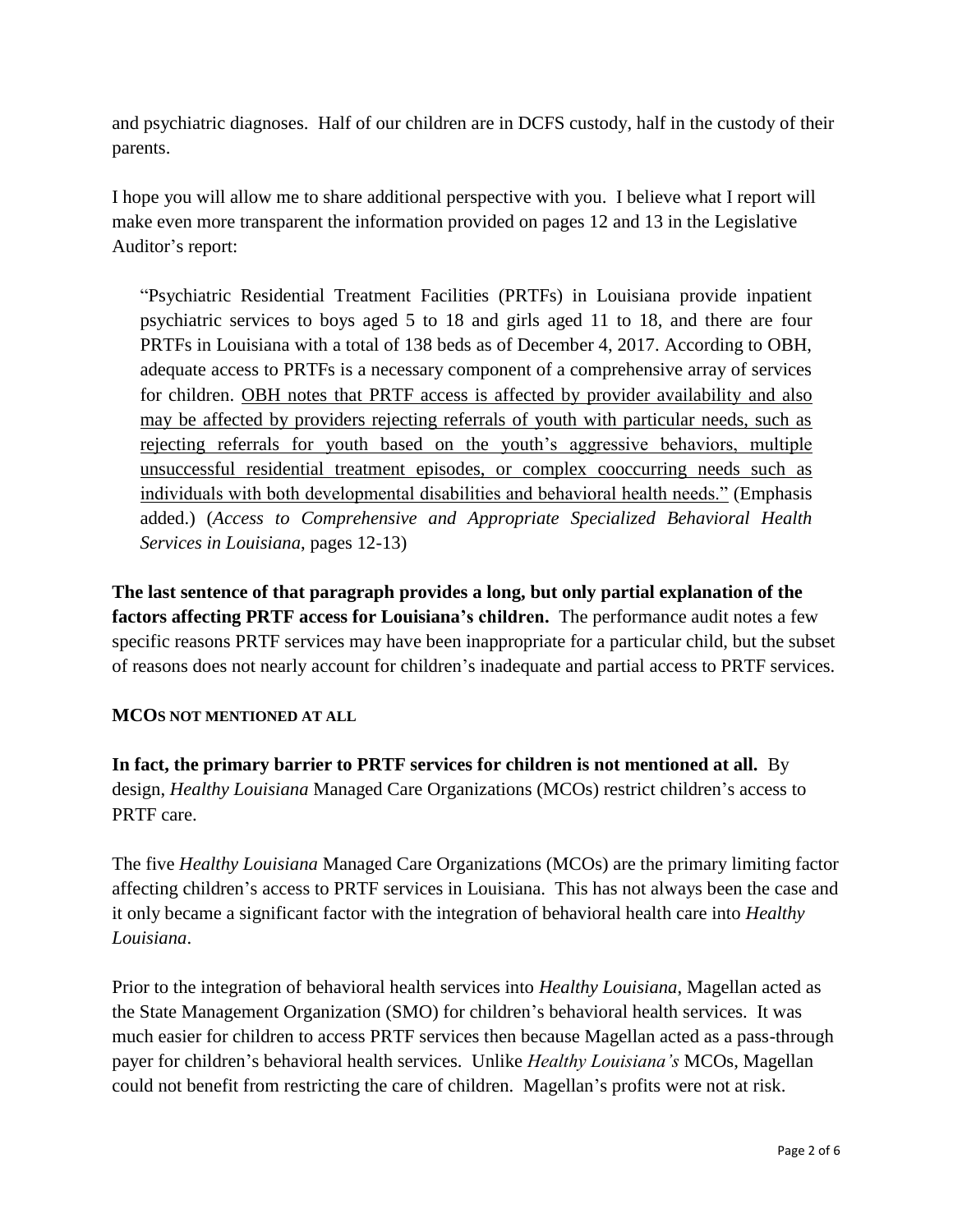and psychiatric diagnoses. Half of our children are in DCFS custody, half in the custody of their parents.

I hope you will allow me to share additional perspective with you. I believe what I report will make even more transparent the information provided on pages 12 and 13 in the Legislative Auditor's report:

> "Psychiatric Residential Treatment Facilities (PRTFs) in Louisiana provide inpatient psychiatric services to boys aged 5 to 18 and girls aged 11 to 18, and there are four PRTFs in Louisiana with a total of 138 beds as of December 4, 2017. According to OBH, adequate access to PRTFs is a necessary component of a comprehensive array of services for children. <u>OBH notes that PRTF access is affected by provider availability and also may be affected by providers rejecting referrals of youth with particular needs, such as rejecting referrals for youth based on the youth's aggressive behaviors, multiple unsuccessful residential treatment episodes, or complex cooccurring needs such as individuals with both developmental disabilities and behavioral health needs."</u> (Emphasis added.) (*Access to Comprehensive and Appropriate Specialized Behavioral Health Services in Louisiana*, pages 12-13)

**The last sentence of that paragraph provides a long, but only partial explanation of the factors affecting PRTF access for Louisiana's children.** The performance audit notes a few specific reasons PRTF services may have been inappropriate for a particular child, but the subset of reasons does not nearly account for children's inadequate and partial access to PRTF services.

**MCOS NOT MENTIONED AT ALL**

**In fact, the primary barrier to PRTF services for children is not mentioned at all.** By design, *Healthy Louisiana* Managed Care Organizations (MCOs) restrict children's access to PRTF care.

The five *Healthy Louisiana* Managed Care Organizations (MCOs) are the primary limiting factor affecting children's access to PRTF services in Louisiana. This has not always been the case and it only became a significant factor with the integration of behavioral health care into *Healthy Louisiana*.

Prior to the integration of behavioral health services into *Healthy Louisiana*, Magellan acted as the State Management Organization (SMO) for children's behavioral health services. It was much easier for children to access PRTF services then because Magellan acted as a pass-through payer for children's behavioral health services. Unlike *Healthy Louisiana's* MCOs, Magellan could not benefit from restricting the care of children. Magellan's profits were not at risk.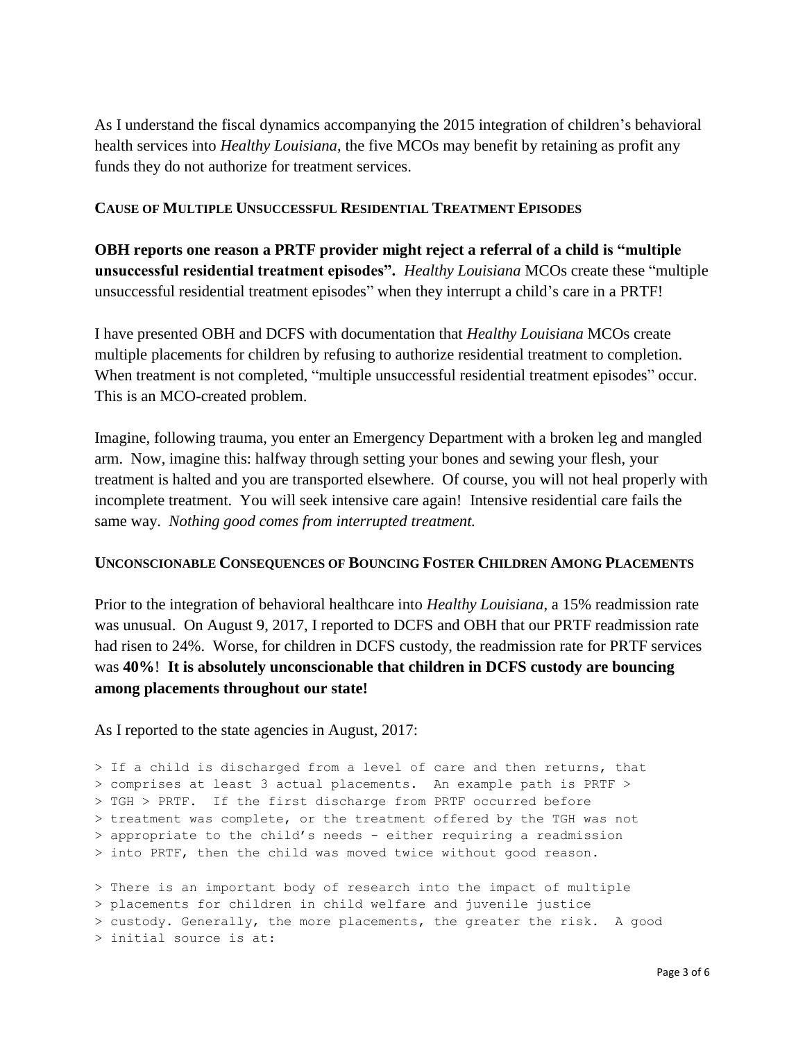As I understand the fiscal dynamics accompanying the 2015 integration of children's behavioral health services into *Healthy Louisiana*, the five MCOs may benefit by retaining as profit any funds they do not authorize for treatment services.

### CAUSE OF MULTIPLE UNSUCCESSFUL RESIDENTIAL TREATMENT EPISODES

**OBH reports one reason a PRTF provider might reject a referral of a child is "multiple unsuccessful residential treatment episodes".** *Healthy Louisiana* MCOs create these "multiple unsuccessful residential treatment episodes" when they interrupt a child's care in a PRTF!

I have presented OBH and DCFS with documentation that *Healthy Louisiana* MCOs create multiple placements for children by refusing to authorize residential treatment to completion. When treatment is not completed, "multiple unsuccessful residential treatment episodes" occur. This is an MCO-created problem.

Imagine, following trauma, you enter an Emergency Department with a broken leg and mangled arm. Now, imagine this: halfway through setting your bones and sewing your flesh, your treatment is halted and you are transported elsewhere. Of course, you will not heal properly with incomplete treatment. You will seek intensive care again! Intensive residential care fails the same way. *Nothing good comes from interrupted treatment.*

### UNCONSCIONABLE CONSEQUENCES OF BOUNCING FOSTER CHILDREN AMONG PLACEMENTS

Prior to the integration of behavioral healthcare into *Healthy Louisiana*, a 15% readmission rate was unusual. On August 9, 2017, I reported to DCFS and OBH that our PRTF readmission rate had risen to 24%. Worse, for children in DCFS custody, the readmission rate for PRTF services was **40%**! **It is absolutely unconscionable that children in DCFS custody are bouncing among placements throughout our state!**

As I reported to the state agencies in August, 2017:

```
> If a child is discharged from a level of care and then returns, that
> comprises at least 3 actual placements.  An example path is PRTF >
> TGH > PRTF.  If the first discharge from PRTF occurred before
> treatment was complete, or the treatment offered by the TGH was not
> appropriate to the child's needs - either requiring a readmission
> into PRTF, then the child was moved twice without good reason.

> There is an important body of research into the impact of multiple
> placements for children in child welfare and juvenile justice
> custody. Generally, the more placements, the greater the risk.  A good
> initial source is at:
```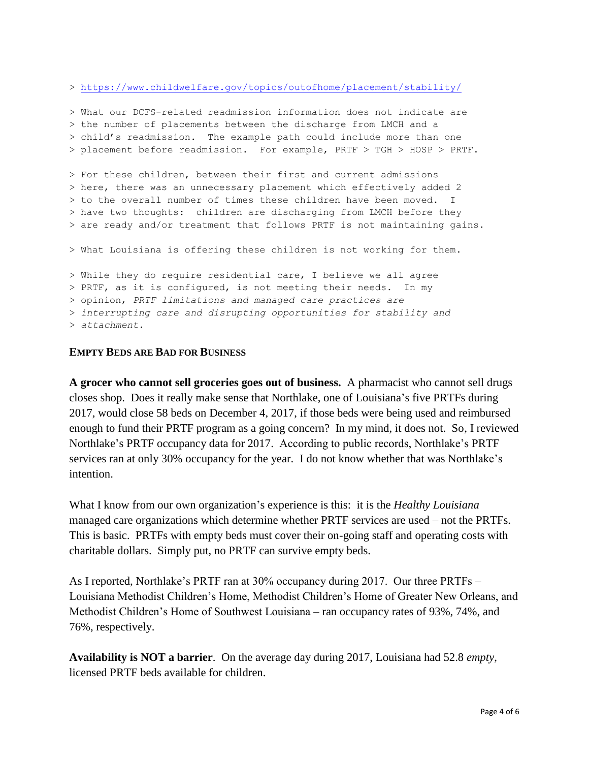> https://www.childwelfare.gov/topics/outofhome/placement/stability/

> What our DCFS-related readmission information does not indicate are
> the number of placements between the discharge from LMCH and a
> child's readmission. The example path could include more than one
> placement before readmission. For example, PRTF > TGH > HOSP > PRTF.

> For these children, between their first and current admissions
> here, there was an unnecessary placement which effectively added 2
> to the overall number of times these children have been moved. I
> have two thoughts: children are discharging from LMCH before they
> are ready and/or treatment that follows PRTF is not maintaining gains.

> What Louisiana is offering these children is not working for them.

> While they do require residential care, I believe we all agree
> PRTF, as it is configured, is not meeting their needs. In my
> opinion, *PRTF limitations and managed care practices are*
> *interrupting care and disrupting opportunities for stability and*
> *attachment.*

**EMPTY BEDS ARE BAD FOR BUSINESS**

**A grocer who cannot sell groceries goes out of business.** A pharmacist who cannot sell drugs closes shop. Does it really make sense that Northlake, one of Louisiana's five PRTFs during 2017, would close 58 beds on December 4, 2017, if those beds were being used and reimbursed enough to fund their PRTF program as a going concern? In my mind, it does not. So, I reviewed Northlake's PRTF occupancy data for 2017. According to public records, Northlake's PRTF services ran at only 30% occupancy for the year. I do not know whether that was Northlake's intention.

What I know from our own organization's experience is this: it is the *Healthy Louisiana* managed care organizations which determine whether PRTF services are used – not the PRTFs. This is basic. PRTFs with empty beds must cover their on-going staff and operating costs with charitable dollars. Simply put, no PRTF can survive empty beds.

As I reported, Northlake's PRTF ran at 30% occupancy during 2017. Our three PRTFs – Louisiana Methodist Children's Home, Methodist Children's Home of Greater New Orleans, and Methodist Children's Home of Southwest Louisiana – ran occupancy rates of 93%, 74%, and 76%, respectively.

**Availability is NOT a barrier**. On the average day during 2017, Louisiana had 52.8 *empty*, licensed PRTF beds available for children.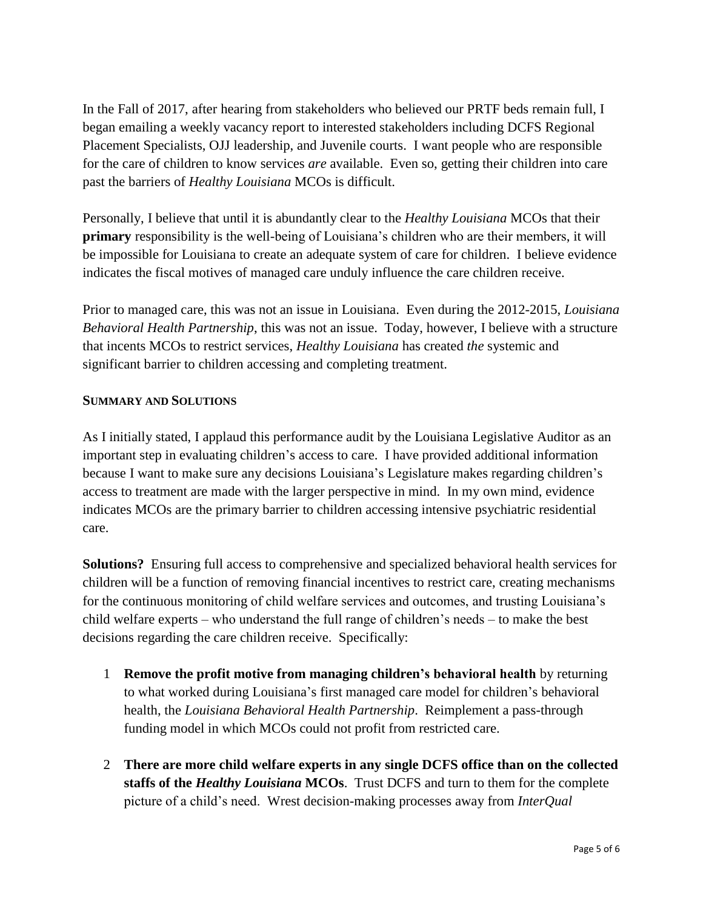In the Fall of 2017, after hearing from stakeholders who believed our PRTF beds remain full, I began emailing a weekly vacancy report to interested stakeholders including DCFS Regional Placement Specialists, OJJ leadership, and Juvenile courts. I want people who are responsible for the care of children to know services *are* available. Even so, getting their children into care past the barriers of *Healthy Louisiana* MCOs is difficult.

Personally, I believe that until it is abundantly clear to the *Healthy Louisiana* MCOs that their **primary** responsibility is the well-being of Louisiana's children who are their members, it will be impossible for Louisiana to create an adequate system of care for children. I believe evidence indicates the fiscal motives of managed care unduly influence the care children receive.

Prior to managed care, this was not an issue in Louisiana. Even during the 2012-2015, *Louisiana Behavioral Health Partnership*, this was not an issue. Today, however, I believe with a structure that incents MCOs to restrict services, *Healthy Louisiana* has created *the* systemic and significant barrier to children accessing and completing treatment.

**SUMMARY AND SOLUTIONS**

As I initially stated, I applaud this performance audit by the Louisiana Legislative Auditor as an important step in evaluating children's access to care. I have provided additional information because I want to make sure any decisions Louisiana's Legislature makes regarding children's access to treatment are made with the larger perspective in mind. In my own mind, evidence indicates MCOs are the primary barrier to children accessing intensive psychiatric residential care.

**Solutions?** Ensuring full access to comprehensive and specialized behavioral health services for children will be a function of removing financial incentives to restrict care, creating mechanisms for the continuous monitoring of child welfare services and outcomes, and trusting Louisiana's child welfare experts – who understand the full range of children's needs – to make the best decisions regarding the care children receive. Specifically:

1. **Remove the profit motive from managing children's behavioral health** by returning to what worked during Louisiana's first managed care model for children's behavioral health, the *Louisiana Behavioral Health Partnership*. Reimplement a pass-through funding model in which MCOs could not profit from restricted care.

2. **There are more child welfare experts in any single DCFS office than on the collected staffs of the *Healthy Louisiana* MCOs**. Trust DCFS and turn to them for the complete picture of a child's need. Wrest decision-making processes away from *InterQual*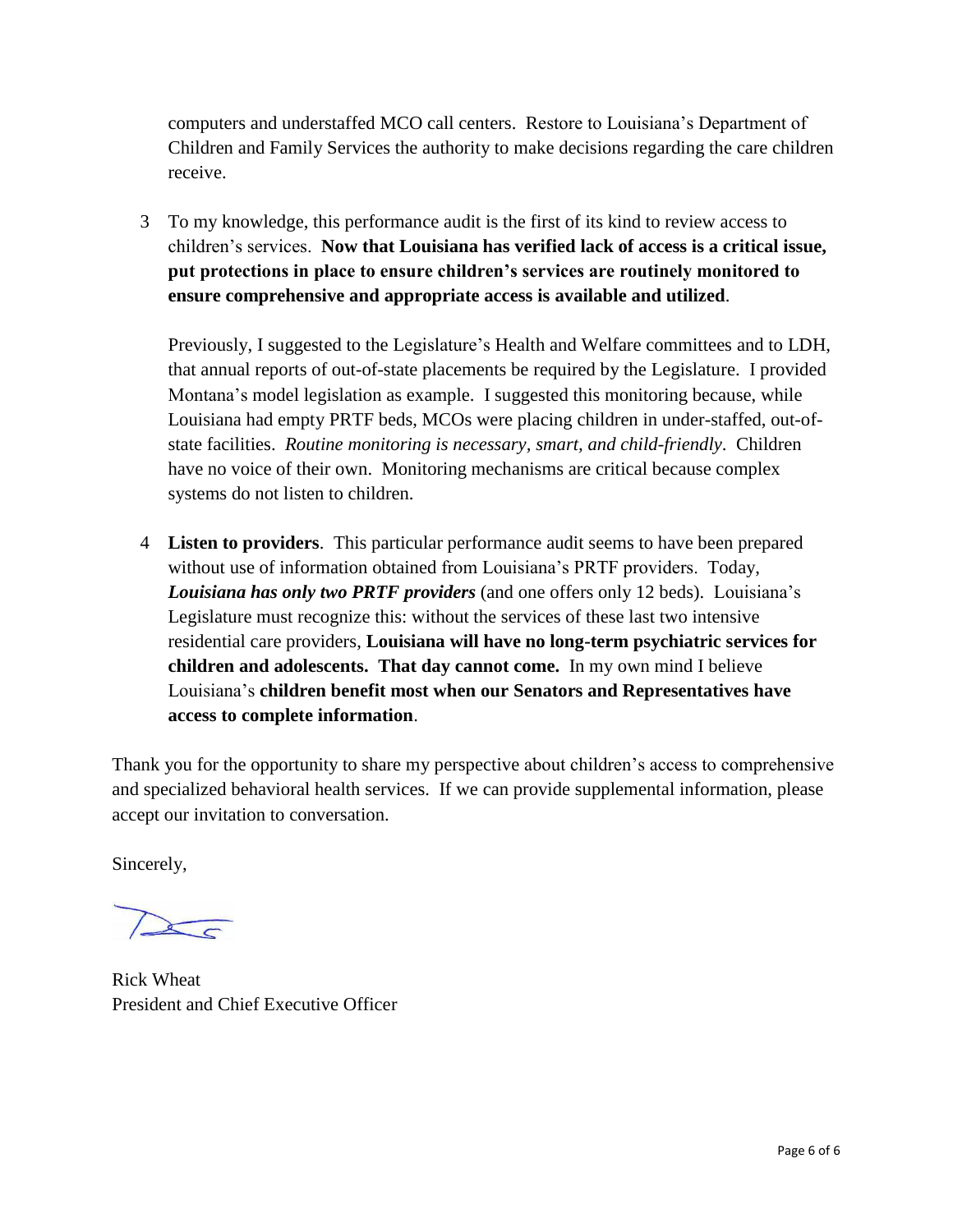computers and understaffed MCO call centers. Restore to Louisiana's Department of Children and Family Services the authority to make decisions regarding the care children receive.

3. To my knowledge, this performance audit is the first of its kind to review access to children's services. **Now that Louisiana has verified lack of access is a critical issue, put protections in place to ensure children's services are routinely monitored to ensure comprehensive and appropriate access is available and utilized**.

   Previously, I suggested to the Legislature's Health and Welfare committees and to LDH, that annual reports of out-of-state placements be required by the Legislature. I provided Montana's model legislation as example. I suggested this monitoring because, while Louisiana had empty PRTF beds, MCOs were placing children in under-staffed, out-of-state facilities. *Routine monitoring is necessary, smart, and child-friendly*. Children have no voice of their own. Monitoring mechanisms are critical because complex systems do not listen to children.

4. **Listen to providers**. This particular performance audit seems to have been prepared without use of information obtained from Louisiana's PRTF providers. Today, ***Louisiana has only two PRTF providers*** (and one offers only 12 beds). Louisiana's Legislature must recognize this: without the services of these last two intensive residential care providers, **Louisiana will have no long-term psychiatric services for children and adolescents. That day cannot come.** In my own mind I believe Louisiana's **children benefit most when our Senators and Representatives have access to complete information**.

Thank you for the opportunity to share my perspective about children's access to comprehensive and specialized behavioral health services. If we can provide supplemental information, please accept our invitation to conversation.

Sincerely,

Rick Wheat
President and Chief Executive Officer